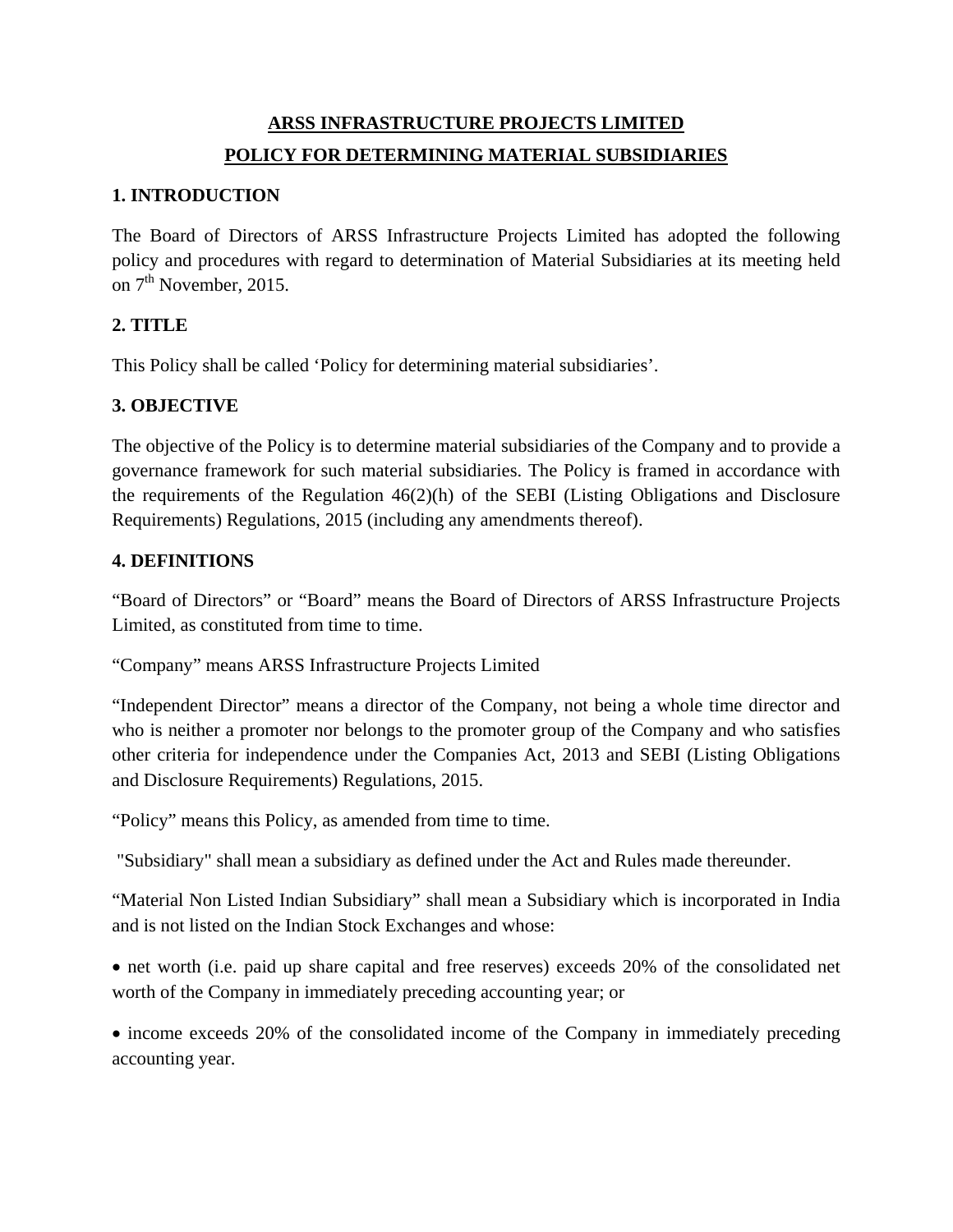# ARSS INFRASTRUCTURE PROJECTS LIMITED

# POLICY FOR DETERMINING MATERIAL SUBSIDIARIES

## 1. INTRODUCTION

The Board of Directors of ARSS Infrastructure Projects Limited has adopted the following policy and procedures with regard to determination of Material Subsidiaries at its meeting held on 7th November, 2015.

## 2. TITLE

This Policy shall be called 'Policy for determining material subsidiaries'.

## 3. OBJECTIVE

The objective of the Policy is to determine material subsidiaries of the Company and to provide a governance framework for such material subsidiaries. The Policy is framed in accordance with the requirements of the Regulation 46(2)(h) of the SEBI (Listing Obligations and Disclosure Requirements) Regulations, 2015 (including any amendments thereof).

## 4. DEFINITIONS

"Board of Directors" or "Board" means the Board of Directors of ARSS Infrastructure Projects Limited, as constituted from time to time.

"Company" means ARSS Infrastructure Projects Limited

"Independent Director" means a director of the Company, not being a whole time director and who is neither a promoter nor belongs to the promoter group of the Company and who satisfies other criteria for independence under the Companies Act, 2013 and SEBI (Listing Obligations and Disclosure Requirements) Regulations, 2015.

"Policy" means this Policy, as amended from time to time.

"Subsidiary" shall mean a subsidiary as defined under the Act and Rules made thereunder.

"Material Non Listed Indian Subsidiary" shall mean a Subsidiary which is incorporated in India and is not listed on the Indian Stock Exchanges and whose:

- net worth (i.e. paid up share capital and free reserves) exceeds 20% of the consolidated net worth of the Company in immediately preceding accounting year; or
- income exceeds 20% of the consolidated income of the Company in immediately preceding accounting year.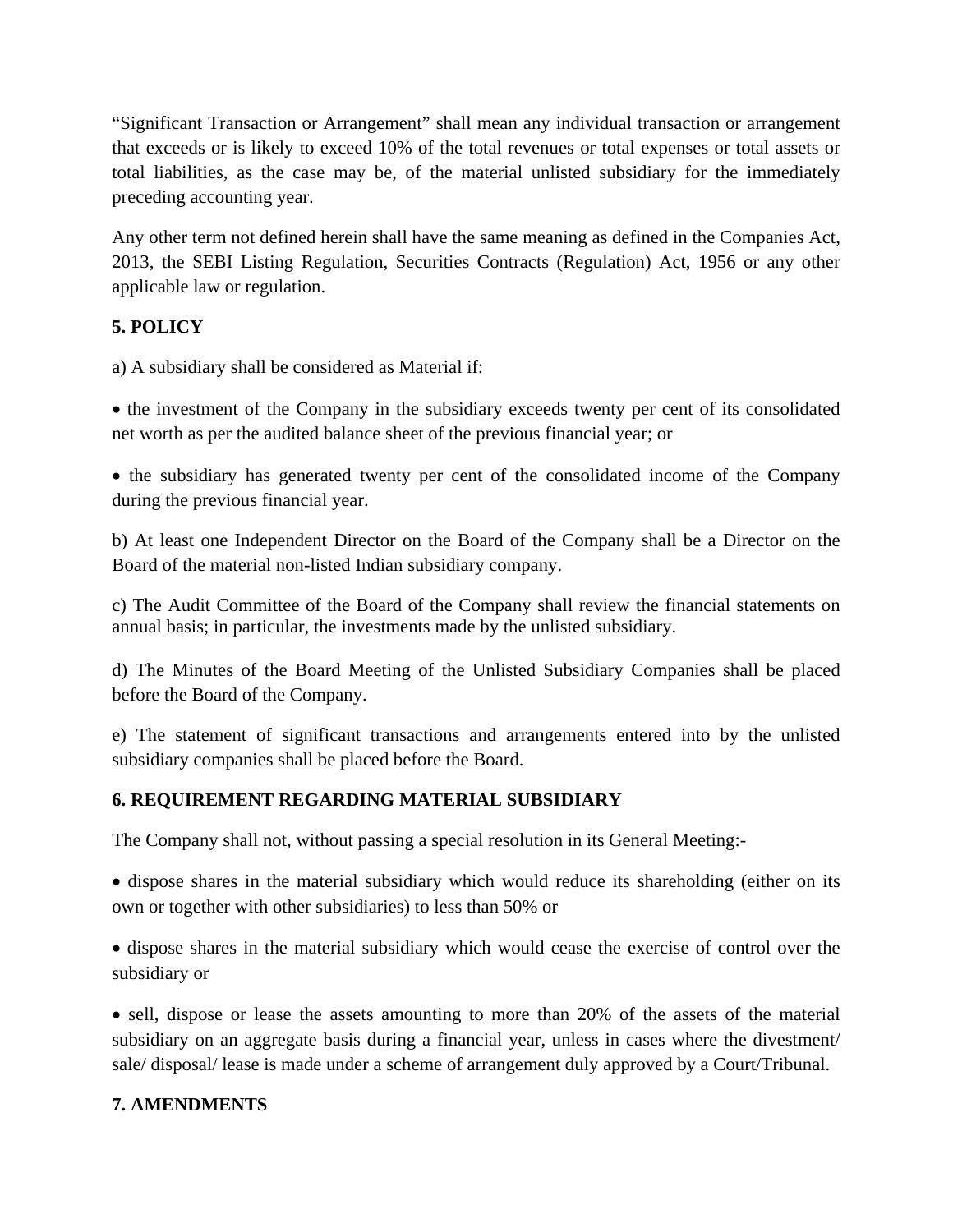"Significant Transaction or Arrangement" shall mean any individual transaction or arrangement that exceeds or is likely to exceed 10% of the total revenues or total expenses or total assets or total liabilities, as the case may be, of the material unlisted subsidiary for the immediately preceding accounting year.

Any other term not defined herein shall have the same meaning as defined in the Companies Act, 2013, the SEBI Listing Regulation, Securities Contracts (Regulation) Act, 1956 or any other applicable law or regulation.

**5. POLICY**

a) A subsidiary shall be considered as Material if:

- the investment of the Company in the subsidiary exceeds twenty per cent of its consolidated net worth as per the audited balance sheet of the previous financial year; or

- the subsidiary has generated twenty per cent of the consolidated income of the Company during the previous financial year.

b) At least one Independent Director on the Board of the Company shall be a Director on the Board of the material non-listed Indian subsidiary company.

c) The Audit Committee of the Board of the Company shall review the financial statements on annual basis; in particular, the investments made by the unlisted subsidiary.

d) The Minutes of the Board Meeting of the Unlisted Subsidiary Companies shall be placed before the Board of the Company.

e) The statement of significant transactions and arrangements entered into by the unlisted subsidiary companies shall be placed before the Board.

**6. REQUIREMENT REGARDING MATERIAL SUBSIDIARY**

The Company shall not, without passing a special resolution in its General Meeting:-

- dispose shares in the material subsidiary which would reduce its shareholding (either on its own or together with other subsidiaries) to less than 50% or

- dispose shares in the material subsidiary which would cease the exercise of control over the subsidiary or

- sell, dispose or lease the assets amounting to more than 20% of the assets of the material subsidiary on an aggregate basis during a financial year, unless in cases where the divestment/ sale/ disposal/ lease is made under a scheme of arrangement duly approved by a Court/Tribunal.

**7. AMENDMENTS**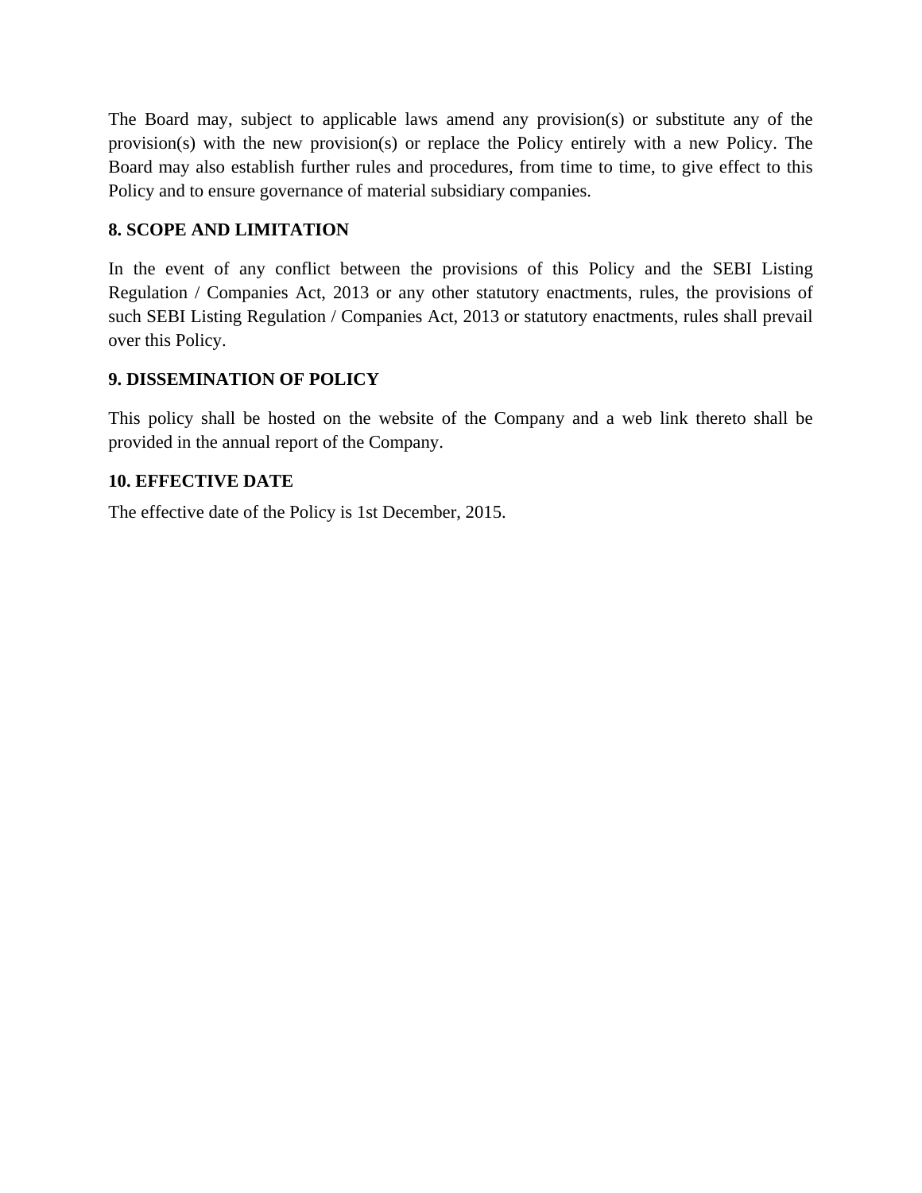The Board may, subject to applicable laws amend any provision(s) or substitute any of the provision(s) with the new provision(s) or replace the Policy entirely with a new Policy. The Board may also establish further rules and procedures, from time to time, to give effect to this Policy and to ensure governance of material subsidiary companies.

**8. SCOPE AND LIMITATION**

In the event of any conflict between the provisions of this Policy and the SEBI Listing Regulation / Companies Act, 2013 or any other statutory enactments, rules, the provisions of such SEBI Listing Regulation / Companies Act, 2013 or statutory enactments, rules shall prevail over this Policy.

**9. DISSEMINATION OF POLICY**

This policy shall be hosted on the website of the Company and a web link thereto shall be provided in the annual report of the Company.

**10. EFFECTIVE DATE**

The effective date of the Policy is 1st December, 2015.